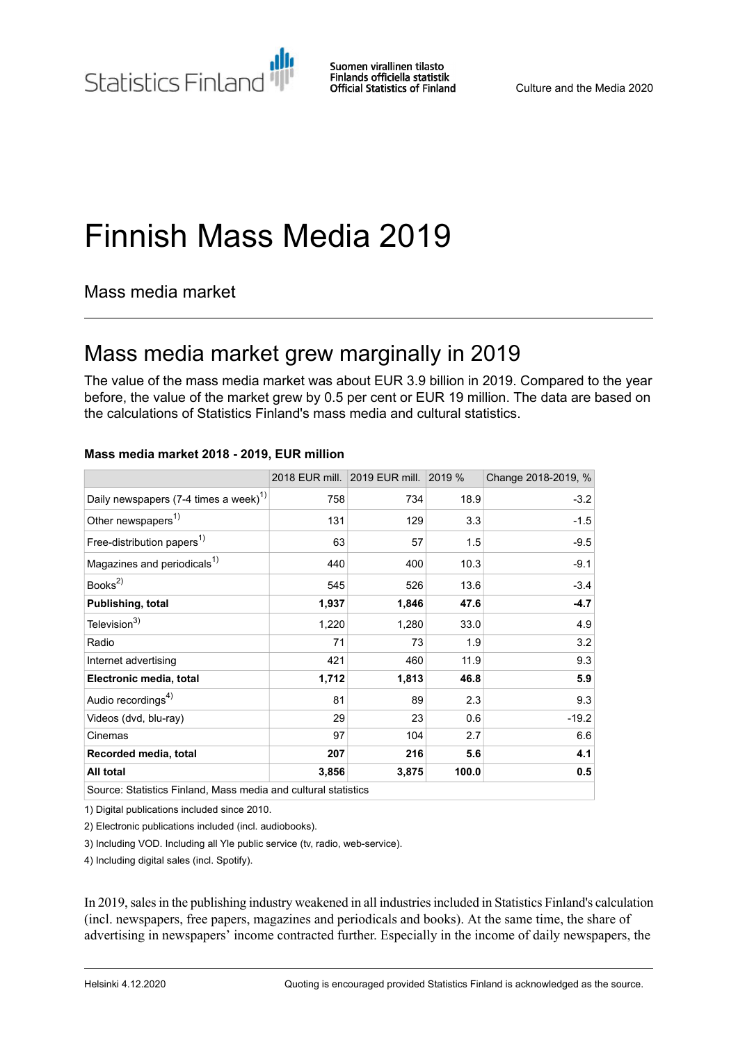Statistics Finland

Suomen virallinen tilasto
Finlands officiella statistik
Official Statistics of Finland

Culture and the Media 2020

# Finnish Mass Media 2019

## Mass media market

## Mass media market grew marginally in 2019

The value of the mass media market was about EUR 3.9 billion in 2019. Compared to the year before, the value of the market grew by 0.5 per cent or EUR 19 million. The data are based on the calculations of Statistics Finland's mass media and cultural statistics.

**Mass media market 2018 - 2019, EUR million**

| | 2018 EUR mill. | 2019 EUR mill. | 2019 % | Change 2018-2019, % |
|---|---|---|---|---|
| Daily newspapers (7-4 times a week)[1] | 758 | 734 | 18.9 | -3.2 |
| Other newspapers[1] | 131 | 129 | 3.3 | -1.5 |
| Free-distribution papers[1] | 63 | 57 | 1.5 | -9.5 |
| Magazines and periodicals[1] | 440 | 400 | 10.3 | -9.1 |
| Books[2] | 545 | 526 | 13.6 | -3.4 |
| **Publishing, total** | **1,937** | **1,846** | **47.6** | **-4.7** |
| Television[3] | 1,220 | 1,280 | 33.0 | 4.9 |
| Radio | 71 | 73 | 1.9 | 3.2 |
| Internet advertising | 421 | 460 | 11.9 | 9.3 |
| **Electronic media, total** | **1,712** | **1,813** | **46.8** | **5.9** |
| Audio recordings[4] | 81 | 89 | 2.3 | 9.3 |
| Videos (dvd, blu-ray) | 29 | 23 | 0.6 | -19.2 |
| Cinemas | 97 | 104 | 2.7 | 6.6 |
| **Recorded media, total** | **207** | **216** | **5.6** | **4.1** |
| **All total** | **3,856** | **3,875** | **100.0** | **0.5** |
| Source: Statistics Finland, Mass media and cultural statistics | | | | |

1) Digital publications included since 2010.

2) Electronic publications included (incl. audiobooks).

3) Including VOD. Including all Yle public service (tv, radio, web-service).

4) Including digital sales (incl. Spotify).

In 2019, sales in the publishing industry weakened in all industries included in Statistics Finland's calculation (incl. newspapers, free papers, magazines and periodicals and books). At the same time, the share of advertising in newspapers' income contracted further. Especially in the income of daily newspapers, the

Helsinki 4.12.2020

Quoting is encouraged provided Statistics Finland is acknowledged as the source.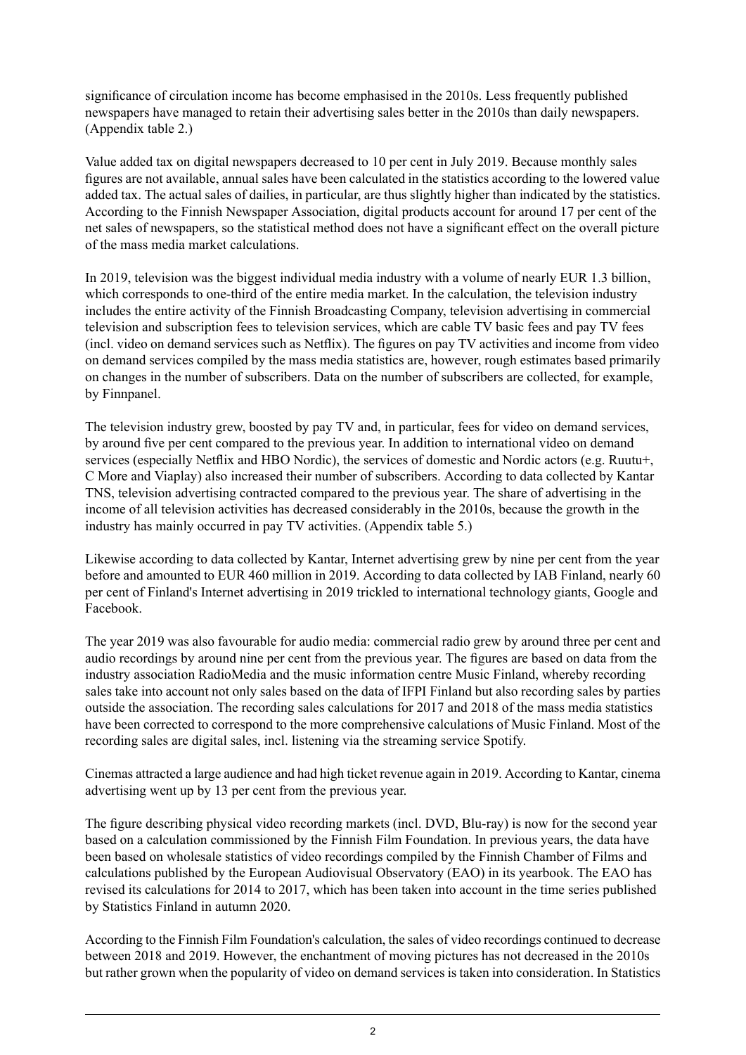significance of circulation income has become emphasised in the 2010s. Less frequently published newspapers have managed to retain their advertising sales better in the 2010s than daily newspapers. (Appendix table 2.)

Value added tax on digital newspapers decreased to 10 per cent in July 2019. Because monthly sales figures are not available, annual sales have been calculated in the statistics according to the lowered value added tax. The actual sales of dailies, in particular, are thus slightly higher than indicated by the statistics. According to the Finnish Newspaper Association, digital products account for around 17 per cent of the net sales of newspapers, so the statistical method does not have a significant effect on the overall picture of the mass media market calculations.

In 2019, television was the biggest individual media industry with a volume of nearly EUR 1.3 billion, which corresponds to one-third of the entire media market. In the calculation, the television industry includes the entire activity of the Finnish Broadcasting Company, television advertising in commercial television and subscription fees to television services, which are cable TV basic fees and pay TV fees (incl. video on demand services such as Netflix). The figures on pay TV activities and income from video on demand services compiled by the mass media statistics are, however, rough estimates based primarily on changes in the number of subscribers. Data on the number of subscribers are collected, for example, by Finnpanel.

The television industry grew, boosted by pay TV and, in particular, fees for video on demand services, by around five per cent compared to the previous year. In addition to international video on demand services (especially Netflix and HBO Nordic), the services of domestic and Nordic actors (e.g. Ruutu+, C More and Viaplay) also increased their number of subscribers. According to data collected by Kantar TNS, television advertising contracted compared to the previous year. The share of advertising in the income of all television activities has decreased considerably in the 2010s, because the growth in the industry has mainly occurred in pay TV activities. (Appendix table 5.)

Likewise according to data collected by Kantar, Internet advertising grew by nine per cent from the year before and amounted to EUR 460 million in 2019. According to data collected by IAB Finland, nearly 60 per cent of Finland's Internet advertising in 2019 trickled to international technology giants, Google and Facebook.

The year 2019 was also favourable for audio media: commercial radio grew by around three per cent and audio recordings by around nine per cent from the previous year. The figures are based on data from the industry association RadioMedia and the music information centre Music Finland, whereby recording sales take into account not only sales based on the data of IFPI Finland but also recording sales by parties outside the association. The recording sales calculations for 2017 and 2018 of the mass media statistics have been corrected to correspond to the more comprehensive calculations of Music Finland. Most of the recording sales are digital sales, incl. listening via the streaming service Spotify.

Cinemas attracted a large audience and had high ticket revenue again in 2019. According to Kantar, cinema advertising went up by 13 per cent from the previous year.

The figure describing physical video recording markets (incl. DVD, Blu-ray) is now for the second year based on a calculation commissioned by the Finnish Film Foundation. In previous years, the data have been based on wholesale statistics of video recordings compiled by the Finnish Chamber of Films and calculations published by the European Audiovisual Observatory (EAO) in its yearbook. The EAO has revised its calculations for 2014 to 2017, which has been taken into account in the time series published by Statistics Finland in autumn 2020.

According to the Finnish Film Foundation's calculation, the sales of video recordings continued to decrease between 2018 and 2019. However, the enchantment of moving pictures has not decreased in the 2010s but rather grown when the popularity of video on demand services is taken into consideration. In Statistics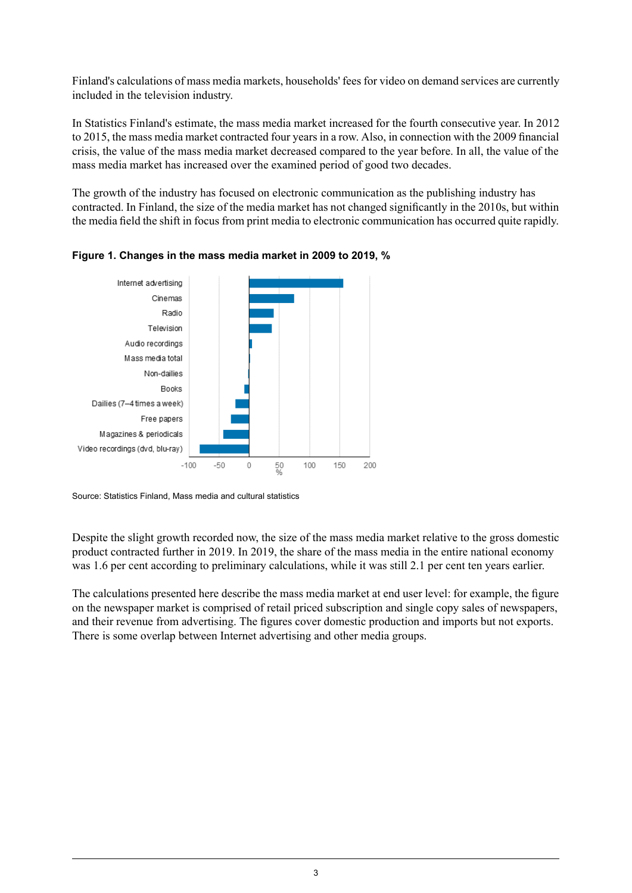Finland's calculations of mass media markets, households' fees for video on demand services are currently included in the television industry.

In Statistics Finland's estimate, the mass media market increased for the fourth consecutive year. In 2012 to 2015, the mass media market contracted four years in a row. Also, in connection with the 2009 financial crisis, the value of the mass media market decreased compared to the year before. In all, the value of the mass media market has increased over the examined period of good two decades.

The growth of the industry has focused on electronic communication as the publishing industry has contracted. In Finland, the size of the media market has not changed significantly in the 2010s, but within the media field the shift in focus from print media to electronic communication has occurred quite rapidly.

**Figure 1. Changes in the mass media market in 2009 to 2019, %**

Source: Statistics Finland, Mass media and cultural statistics

Despite the slight growth recorded now, the size of the mass media market relative to the gross domestic product contracted further in 2019. In 2019, the share of the mass media in the entire national economy was 1.6 per cent according to preliminary calculations, while it was still 2.1 per cent ten years earlier.

The calculations presented here describe the mass media market at end user level: for example, the figure on the newspaper market is comprised of retail priced subscription and single copy sales of newspapers, and their revenue from advertising. The figures cover domestic production and imports but not exports. There is some overlap between Internet advertising and other media groups.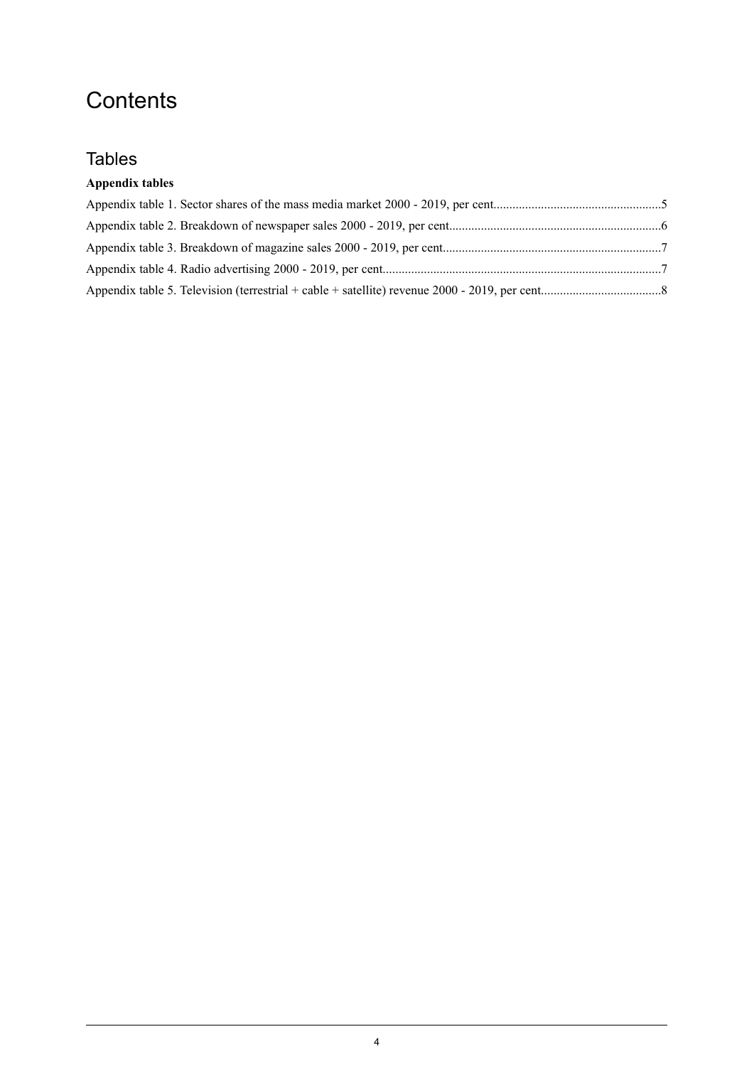# Contents

## Tables

**Appendix tables**

Appendix table 1. Sector shares of the mass media market 2000 - 2019, per cent....................................................5

Appendix table 2. Breakdown of newspaper sales 2000 - 2019, per cent..................................................................6

Appendix table 3. Breakdown of magazine sales 2000 - 2019, per cent....................................................................7

Appendix table 4. Radio advertising 2000 - 2019, per cent.......................................................................................7

Appendix table 5. Television (terrestrial + cable + satellite) revenue 2000 - 2019, per cent......................................8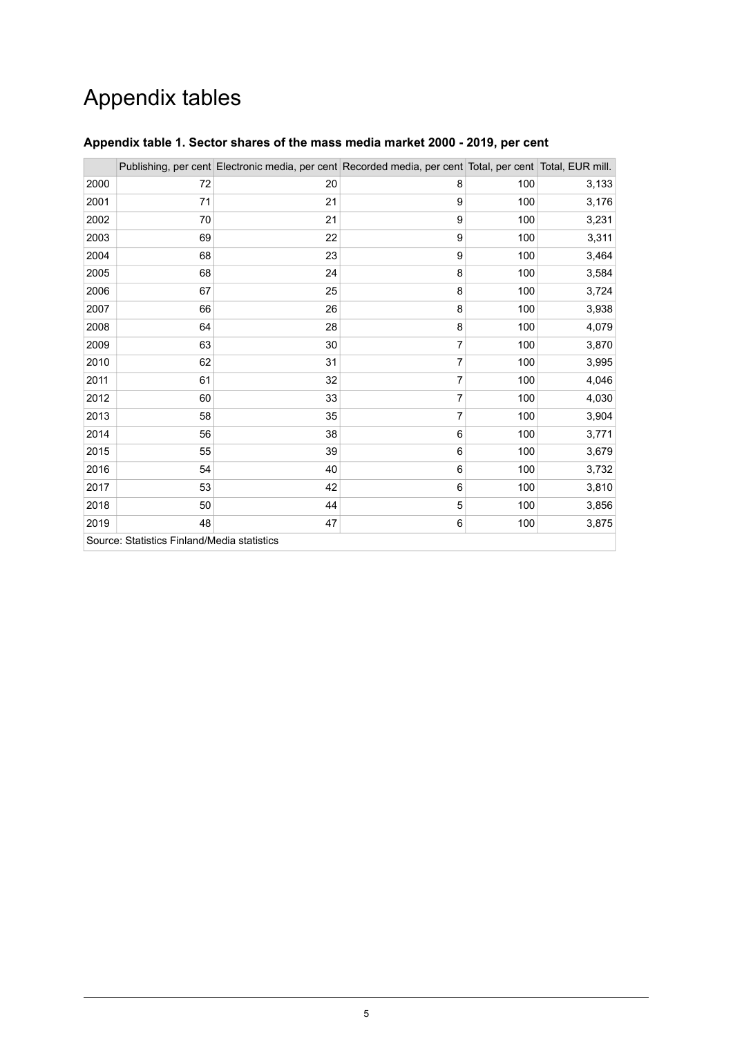# Appendix tables

**Appendix table 1. Sector shares of the mass media market 2000 - 2019, per cent**

| | Publishing, per cent | Electronic media, per cent | Recorded media, per cent | Total, per cent | Total, EUR mill. |
|---|---|---|---|---|---|
| 2000 | 72 | 20 | 8 | 100 | 3,133 |
| 2001 | 71 | 21 | 9 | 100 | 3,176 |
| 2002 | 70 | 21 | 9 | 100 | 3,231 |
| 2003 | 69 | 22 | 9 | 100 | 3,311 |
| 2004 | 68 | 23 | 9 | 100 | 3,464 |
| 2005 | 68 | 24 | 8 | 100 | 3,584 |
| 2006 | 67 | 25 | 8 | 100 | 3,724 |
| 2007 | 66 | 26 | 8 | 100 | 3,938 |
| 2008 | 64 | 28 | 8 | 100 | 4,079 |
| 2009 | 63 | 30 | 7 | 100 | 3,870 |
| 2010 | 62 | 31 | 7 | 100 | 3,995 |
| 2011 | 61 | 32 | 7 | 100 | 4,046 |
| 2012 | 60 | 33 | 7 | 100 | 4,030 |
| 2013 | 58 | 35 | 7 | 100 | 3,904 |
| 2014 | 56 | 38 | 6 | 100 | 3,771 |
| 2015 | 55 | 39 | 6 | 100 | 3,679 |
| 2016 | 54 | 40 | 6 | 100 | 3,732 |
| 2017 | 53 | 42 | 6 | 100 | 3,810 |
| 2018 | 50 | 44 | 5 | 100 | 3,856 |
| 2019 | 48 | 47 | 6 | 100 | 3,875 |

Source: Statistics Finland/Media statistics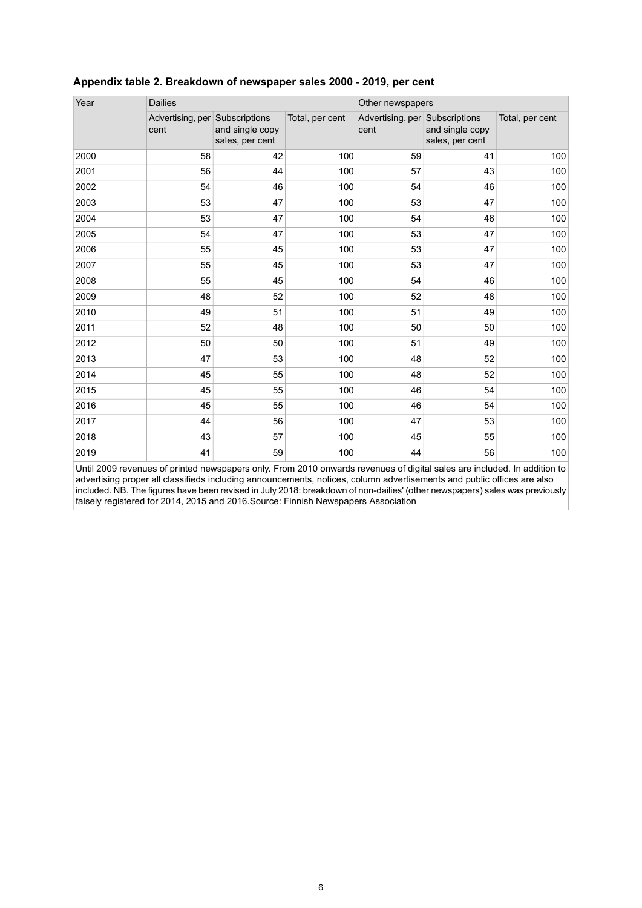### Appendix table 2. Breakdown of newspaper sales 2000 - 2019, per cent

| Year | Dailies | | | Other newspapers | | |
|---|---|---|---|---|---|---|
| | Advertising, per cent | Subscriptions and single copy sales, per cent | Total, per cent | Advertising, per cent | Subscriptions and single copy sales, per cent | Total, per cent |
| 2000 | 58 | 42 | 100 | 59 | 41 | 100 |
| 2001 | 56 | 44 | 100 | 57 | 43 | 100 |
| 2002 | 54 | 46 | 100 | 54 | 46 | 100 |
| 2003 | 53 | 47 | 100 | 53 | 47 | 100 |
| 2004 | 53 | 47 | 100 | 54 | 46 | 100 |
| 2005 | 54 | 47 | 100 | 53 | 47 | 100 |
| 2006 | 55 | 45 | 100 | 53 | 47 | 100 |
| 2007 | 55 | 45 | 100 | 53 | 47 | 100 |
| 2008 | 55 | 45 | 100 | 54 | 46 | 100 |
| 2009 | 48 | 52 | 100 | 52 | 48 | 100 |
| 2010 | 49 | 51 | 100 | 51 | 49 | 100 |
| 2011 | 52 | 48 | 100 | 50 | 50 | 100 |
| 2012 | 50 | 50 | 100 | 51 | 49 | 100 |
| 2013 | 47 | 53 | 100 | 48 | 52 | 100 |
| 2014 | 45 | 55 | 100 | 48 | 52 | 100 |
| 2015 | 45 | 55 | 100 | 46 | 54 | 100 |
| 2016 | 45 | 55 | 100 | 46 | 54 | 100 |
| 2017 | 44 | 56 | 100 | 47 | 53 | 100 |
| 2018 | 43 | 57 | 100 | 45 | 55 | 100 |
| 2019 | 41 | 59 | 100 | 44 | 56 | 100 |

Until 2009 revenues of printed newspapers only. From 2010 onwards revenues of digital sales are included. In addition to advertising proper all classifieds including announcements, notices, column advertisements and public offices are also included. NB. The figures have been revised in July 2018: breakdown of non-dailies' (other newspapers) sales was previously falsely registered for 2014, 2015 and 2016.Source: Finnish Newspapers Association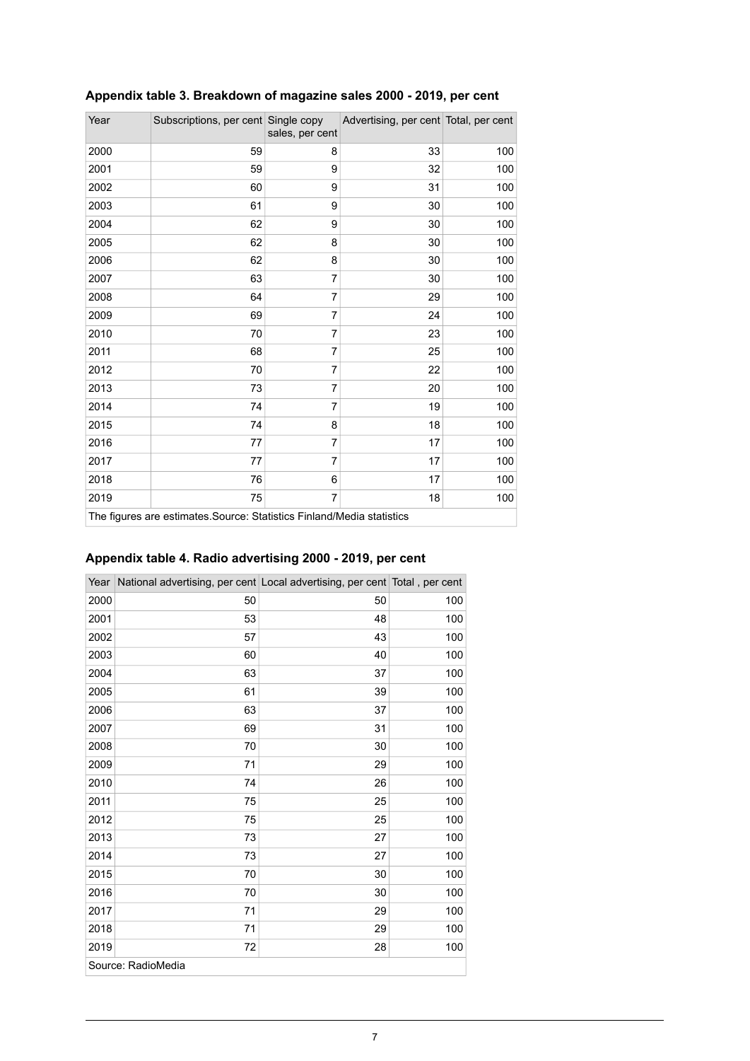### Appendix table 3. Breakdown of magazine sales 2000 - 2019, per cent

| Year | Subscriptions, per cent | Single copy sales, per cent | Advertising, per cent | Total, per cent |
|---|---|---|---|---|
| 2000 | 59 | 8 | 33 | 100 |
| 2001 | 59 | 9 | 32 | 100 |
| 2002 | 60 | 9 | 31 | 100 |
| 2003 | 61 | 9 | 30 | 100 |
| 2004 | 62 | 9 | 30 | 100 |
| 2005 | 62 | 8 | 30 | 100 |
| 2006 | 62 | 8 | 30 | 100 |
| 2007 | 63 | 7 | 30 | 100 |
| 2008 | 64 | 7 | 29 | 100 |
| 2009 | 69 | 7 | 24 | 100 |
| 2010 | 70 | 7 | 23 | 100 |
| 2011 | 68 | 7 | 25 | 100 |
| 2012 | 70 | 7 | 22 | 100 |
| 2013 | 73 | 7 | 20 | 100 |
| 2014 | 74 | 7 | 19 | 100 |
| 2015 | 74 | 8 | 18 | 100 |
| 2016 | 77 | 7 | 17 | 100 |
| 2017 | 77 | 7 | 17 | 100 |
| 2018 | 76 | 6 | 17 | 100 |
| 2019 | 75 | 7 | 18 | 100 |

The figures are estimates.Source: Statistics Finland/Media statistics

### Appendix table 4. Radio advertising 2000 - 2019, per cent

| Year | National advertising, per cent | Local advertising, per cent | Total , per cent |
|---|---|---|---|
| 2000 | 50 | 50 | 100 |
| 2001 | 53 | 48 | 100 |
| 2002 | 57 | 43 | 100 |
| 2003 | 60 | 40 | 100 |
| 2004 | 63 | 37 | 100 |
| 2005 | 61 | 39 | 100 |
| 2006 | 63 | 37 | 100 |
| 2007 | 69 | 31 | 100 |
| 2008 | 70 | 30 | 100 |
| 2009 | 71 | 29 | 100 |
| 2010 | 74 | 26 | 100 |
| 2011 | 75 | 25 | 100 |
| 2012 | 75 | 25 | 100 |
| 2013 | 73 | 27 | 100 |
| 2014 | 73 | 27 | 100 |
| 2015 | 70 | 30 | 100 |
| 2016 | 70 | 30 | 100 |
| 2017 | 71 | 29 | 100 |
| 2018 | 71 | 29 | 100 |
| 2019 | 72 | 28 | 100 |

Source: RadioMedia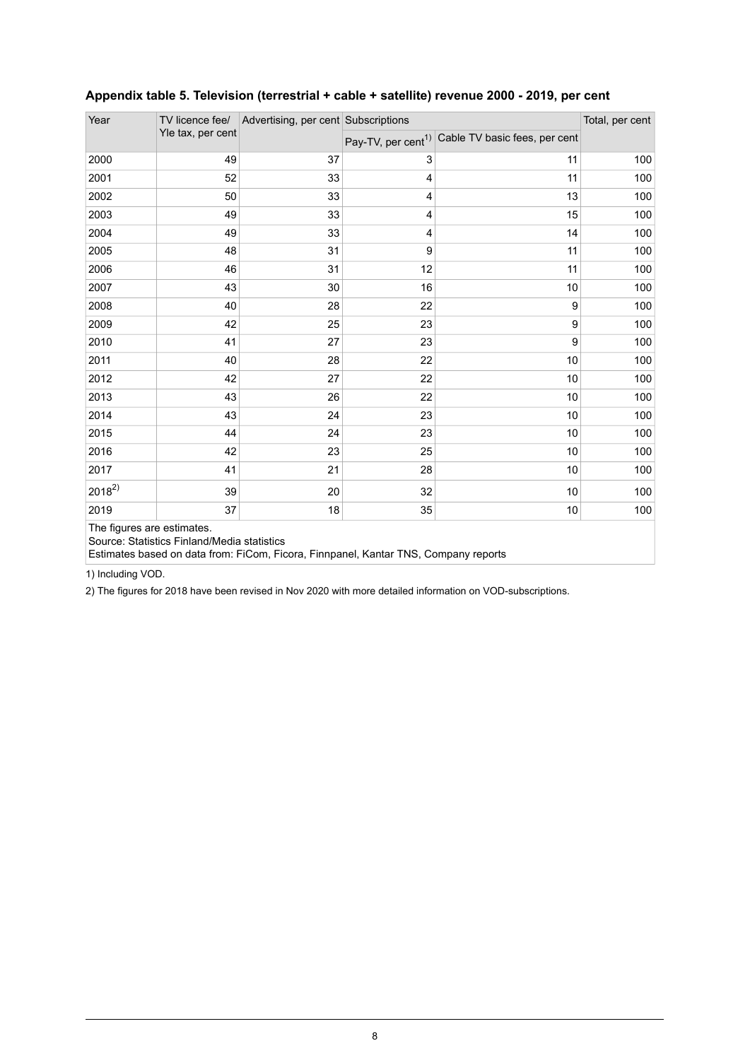**Appendix table 5. Television (terrestrial + cable + satellite) revenue 2000 - 2019, per cent**

| Year | TV licence fee/ Yle tax, per cent | Advertising, per cent | Subscriptions | | Total, per cent |
|---|---|---|---|---|---|
| | | | Pay-TV, per cent[1)] | Cable TV basic fees, per cent | |
| 2000 | 49 | 37 | 3 | 11 | 100 |
| 2001 | 52 | 33 | 4 | 11 | 100 |
| 2002 | 50 | 33 | 4 | 13 | 100 |
| 2003 | 49 | 33 | 4 | 15 | 100 |
| 2004 | 49 | 33 | 4 | 14 | 100 |
| 2005 | 48 | 31 | 9 | 11 | 100 |
| 2006 | 46 | 31 | 12 | 11 | 100 |
| 2007 | 43 | 30 | 16 | 10 | 100 |
| 2008 | 40 | 28 | 22 | 9 | 100 |
| 2009 | 42 | 25 | 23 | 9 | 100 |
| 2010 | 41 | 27 | 23 | 9 | 100 |
| 2011 | 40 | 28 | 22 | 10 | 100 |
| 2012 | 42 | 27 | 22 | 10 | 100 |
| 2013 | 43 | 26 | 22 | 10 | 100 |
| 2014 | 43 | 24 | 23 | 10 | 100 |
| 2015 | 44 | 24 | 23 | 10 | 100 |
| 2016 | 42 | 23 | 25 | 10 | 100 |
| 2017 | 41 | 21 | 28 | 10 | 100 |
| 2018[2)] | 39 | 20 | 32 | 10 | 100 |
| 2019 | 37 | 18 | 35 | 10 | 100 |

The figures are estimates.
Source: Statistics Finland/Media statistics
Estimates based on data from: FiCom, Ficora, Finnpanel, Kantar TNS, Company reports

1) Including VOD.

2) The figures for 2018 have been revised in Nov 2020 with more detailed information on VOD-subscriptions.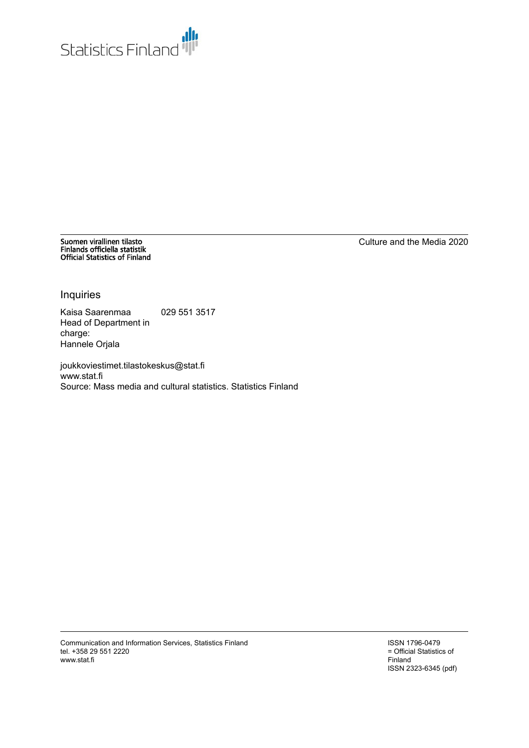Statistics Finland

Suomen virallinen tilasto
Finlands officiella statistik
Official Statistics of Finland

Culture and the Media 2020

## Inquiries

| | |
|---|---|
| Kaisa Saarenmaa | 029 551 3517 |
| Head of Department in charge: Hannele Orjala | |

joukkoviestimet.tilastokeskus@stat.fi
www.stat.fi
Source: Mass media and cultural statistics. Statistics Finland

Communication and Information Services, Statistics Finland
tel. +358 29 551 2220
www.stat.fi

ISSN 1796-0479
= Official Statistics of Finland
ISSN 2323-6345 (pdf)